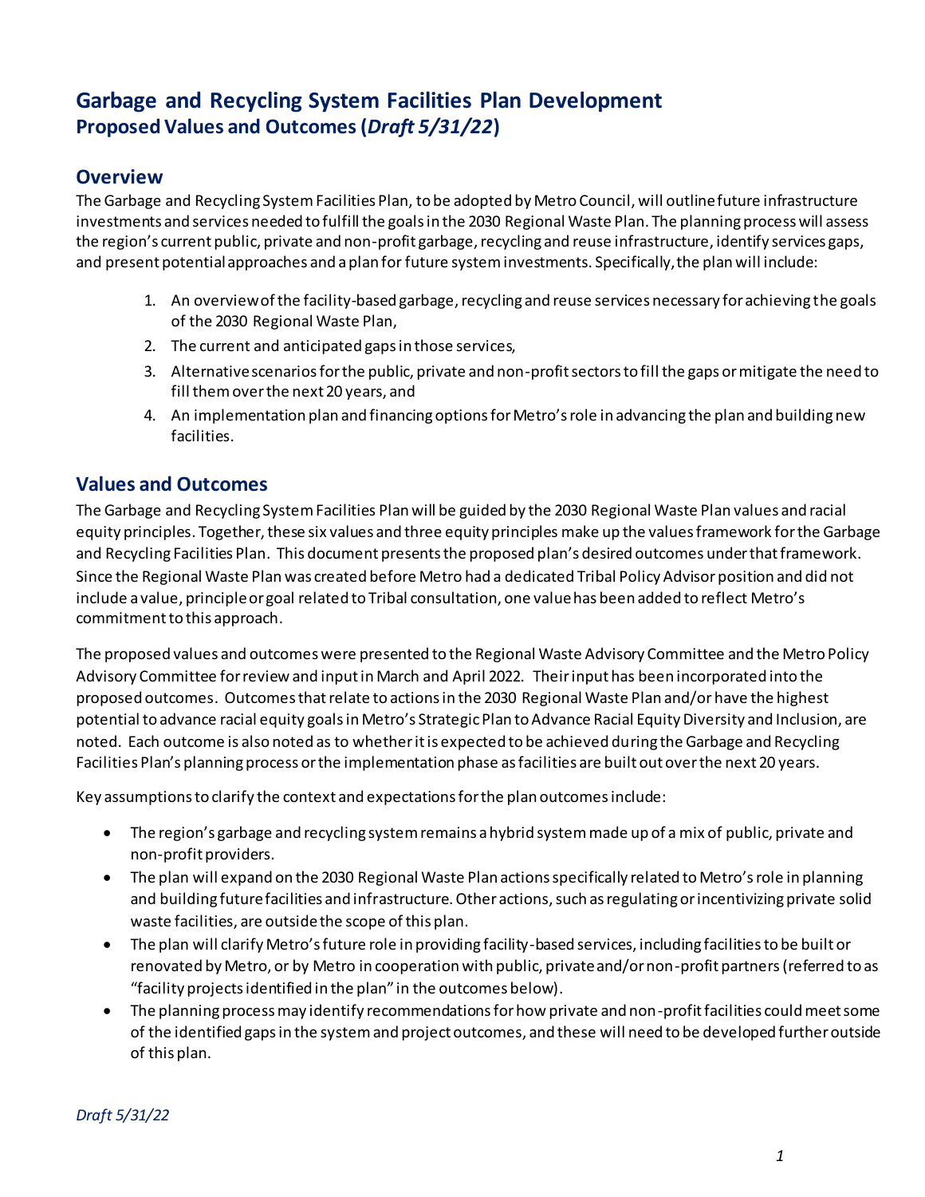# Garbage and Recycling System Facilities Plan Development
## Proposed Values and Outcomes (*Draft 5/31/22*)

## Overview

The Garbage and Recycling System Facilities Plan, to be adopted by Metro Council, will outline future infrastructure investments and services needed to fulfill the goals in the 2030 Regional Waste Plan. The planning process will assess the region's current public, private and non-profit garbage, recycling and reuse infrastructure, identify services gaps, and present potential approaches and a plan for future system investments. Specifically, the plan will include:

1. An overview of the facility-based garbage, recycling and reuse services necessary for achieving the goals of the 2030 Regional Waste Plan,
2. The current and anticipated gaps in those services,
3. Alternative scenarios for the public, private and non-profit sectors to fill the gaps or mitigate the need to fill them over the next 20 years, and
4. An implementation plan and financing options for Metro's role in advancing the plan and building new facilities.

## Values and Outcomes

The Garbage and Recycling System Facilities Plan will be guided by the 2030 Regional Waste Plan values and racial equity principles. Together, these six values and three equity principles make up the values framework for the Garbage and Recycling Facilities Plan. This document presents the proposed plan's desired outcomes under that framework. Since the Regional Waste Plan was created before Metro had a dedicated Tribal Policy Advisor position and did not include a value, principle or goal related to Tribal consultation, one value has been added to reflect Metro's commitment to this approach.

The proposed values and outcomes were presented to the Regional Waste Advisory Committee and the Metro Policy Advisory Committee for review and input in March and April 2022. Their input has been incorporated into the proposed outcomes. Outcomes that relate to actions in the 2030 Regional Waste Plan and/or have the highest potential to advance racial equity goals in Metro's Strategic Plan to Advance Racial Equity Diversity and Inclusion, are noted. Each outcome is also noted as to whether it is expected to be achieved during the Garbage and Recycling Facilities Plan's planning process or the implementation phase as facilities are built out over the next 20 years.

Key assumptions to clarify the context and expectations for the plan outcomes include:

- The region's garbage and recycling system remains a hybrid system made up of a mix of public, private and non-profit providers.
- The plan will expand on the 2030 Regional Waste Plan actions specifically related to Metro's role in planning and building future facilities and infrastructure. Other actions, such as regulating or incentivizing private solid waste facilities, are outside the scope of this plan.
- The plan will clarify Metro's future role in providing facility-based services, including facilities to be built or renovated by Metro, or by Metro in cooperation with public, private and/or non-profit partners (referred to as "facility projects identified in the plan" in the outcomes below).
- The planning process may identify recommendations for how private and non-profit facilities could meet some of the identified gaps in the system and project outcomes, and these will need to be developed further outside of this plan.

*Draft 5/31/22*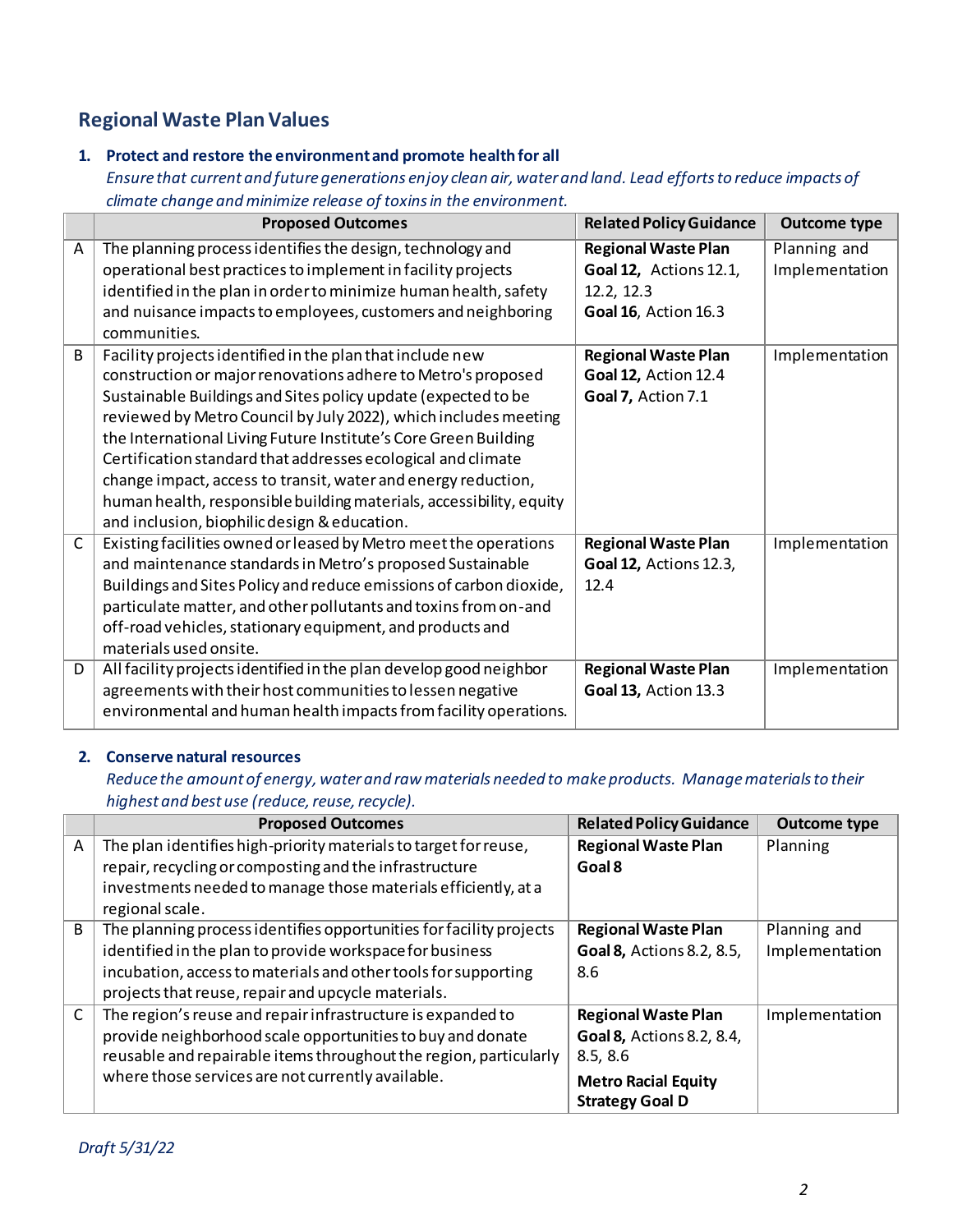## Regional Waste Plan Values

### 1. Protect and restore the environment and promote health for all

*Ensure that current and future generations enjoy clean air, water and land. Lead efforts to reduce impacts of climate change and minimize release of toxins in the environment.*

| | Proposed Outcomes | Related Policy Guidance | Outcome type |
|---|---|---|---|
| A | The planning process identifies the design, technology and operational best practices to implement in facility projects identified in the plan in order to minimize human health, safety and nuisance impacts to employees, customers and neighboring communities. | **Regional Waste Plan Goal 12,** Actions 12.1, 12.2, 12.3 **Goal 16**, Action 16.3 | Planning and Implementation |
| B | Facility projects identified in the plan that include new construction or major renovations adhere to Metro's proposed Sustainable Buildings and Sites policy update (expected to be reviewed by Metro Council by July 2022), which includes meeting the International Living Future Institute's Core Green Building Certification standard that addresses ecological and climate change impact, access to transit, water and energy reduction, human health, responsible building materials, accessibility, equity and inclusion, biophilic design & education. | **Regional Waste Plan Goal 12,** Action 12.4 **Goal 7,** Action 7.1 | Implementation |
| C | Existing facilities owned or leased by Metro meet the operations and maintenance standards in Metro's proposed Sustainable Buildings and Sites Policy and reduce emissions of carbon dioxide, particulate matter, and other pollutants and toxins from on-and off-road vehicles, stationary equipment, and products and materials used onsite. | **Regional Waste Plan Goal 12,** Actions 12.3, 12.4 | Implementation |
| D | All facility projects identified in the plan develop good neighbor agreements with their host communities to lessen negative environmental and human health impacts from facility operations. | **Regional Waste Plan Goal 13,** Action 13.3 | Implementation |

### 2. Conserve natural resources

*Reduce the amount of energy, water and raw materials needed to make products. Manage materials to their highest and best use (reduce, reuse, recycle).*

| | Proposed Outcomes | Related Policy Guidance | Outcome type |
|---|---|---|---|
| A | The plan identifies high-priority materials to target for reuse, repair, recycling or composting and the infrastructure investments needed to manage those materials efficiently, at a regional scale. | **Regional Waste Plan Goal 8** | Planning |
| B | The planning process identifies opportunities for facility projects identified in the plan to provide workspace for business incubation, access to materials and other tools for supporting projects that reuse, repair and upcycle materials. | **Regional Waste Plan Goal 8,** Actions 8.2, 8.5, 8.6 | Planning and Implementation |
| C | The region's reuse and repair infrastructure is expanded to provide neighborhood scale opportunities to buy and donate reusable and repairable items throughout the region, particularly where those services are not currently available. | **Regional Waste Plan Goal 8,** Actions 8.2, 8.4, 8.5, 8.6 **Metro Racial Equity Strategy Goal D** | Implementation |

*Draft 5/31/22*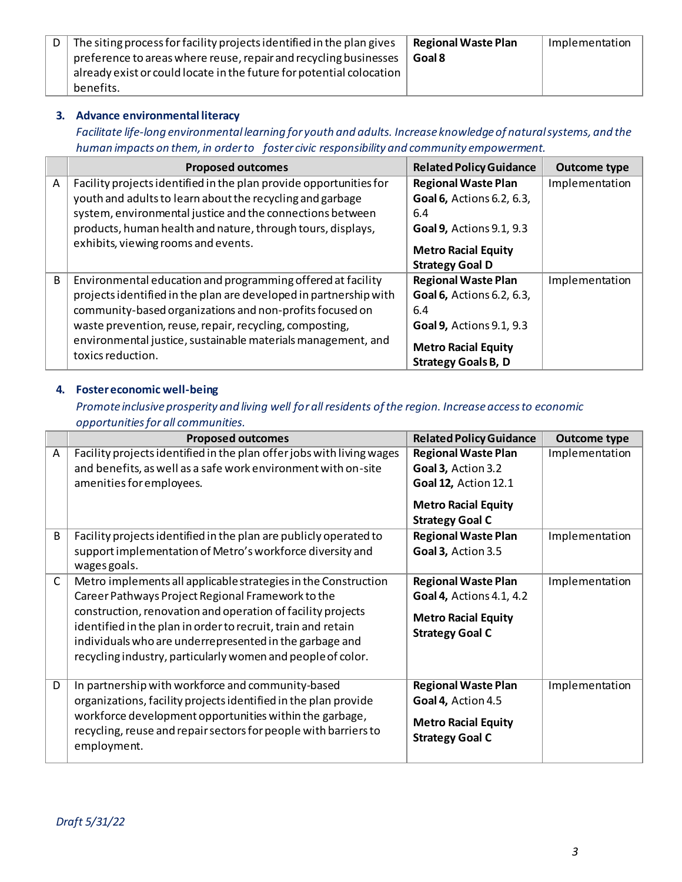| | | | |
|---|---|---|---|
| D | The siting process for facility projects identified in the plan gives preference to areas where reuse, repair and recycling businesses already exist or could locate in the future for potential colocation benefits. | **Regional Waste Plan Goal 8** | Implementation |

### 3. Advance environmental literacy

*Facilitate life-long environmental learning for youth and adults. Increase knowledge of natural systems, and the human impacts on them, in order to foster civic responsibility and community empowerment.*

| | Proposed outcomes | Related Policy Guidance | Outcome type |
|---|---|---|---|
| A | Facility projects identified in the plan provide opportunities for youth and adults to learn about the recycling and garbage system, environmental justice and the connections between products, human health and nature, through tours, displays, exhibits, viewing rooms and events. | **Regional Waste Plan Goal 6,** Actions 6.2, 6.3, 6.4 **Goal 9,** Actions 9.1, 9.3 **Metro Racial Equity Strategy Goal D** | Implementation |
| B | Environmental education and programming offered at facility projects identified in the plan are developed in partnership with community-based organizations and non-profits focused on waste prevention, reuse, repair, recycling, composting, environmental justice, sustainable materials management, and toxics reduction. | **Regional Waste Plan Goal 6,** Actions 6.2, 6.3, 6.4 **Goal 9,** Actions 9.1, 9.3 **Metro Racial Equity Strategy Goals B, D** | Implementation |

### 4. Foster economic well-being

*Promote inclusive prosperity and living well for all residents of the region. Increase access to economic opportunities for all communities.*

| | Proposed outcomes | Related Policy Guidance | Outcome type |
|---|---|---|---|
| A | Facility projects identified in the plan offer jobs with living wages and benefits, as well as a safe work environment with on-site amenities for employees. | **Regional Waste Plan Goal 3,** Action 3.2 **Goal 12,** Action 12.1 **Metro Racial Equity Strategy Goal C** | Implementation |
| B | Facility projects identified in the plan are publicly operated to support implementation of Metro's workforce diversity and wages goals. | **Regional Waste Plan Goal 3,** Action 3.5 | Implementation |
| C | Metro implements all applicable strategies in the Construction Career Pathways Project Regional Framework to the construction, renovation and operation of facility projects identified in the plan in order to recruit, train and retain individuals who are underrepresented in the garbage and recycling industry, particularly women and people of color. | **Regional Waste Plan Goal 4,** Actions 4.1, 4.2 **Metro Racial Equity Strategy Goal C** | Implementation |
| D | In partnership with workforce and community-based organizations, facility projects identified in the plan provide workforce development opportunities within the garbage, recycling, reuse and repair sectors for people with barriers to employment. | **Regional Waste Plan Goal 4,** Action 4.5 **Metro Racial Equity Strategy Goal C** | Implementation |

*Draft 5/31/22*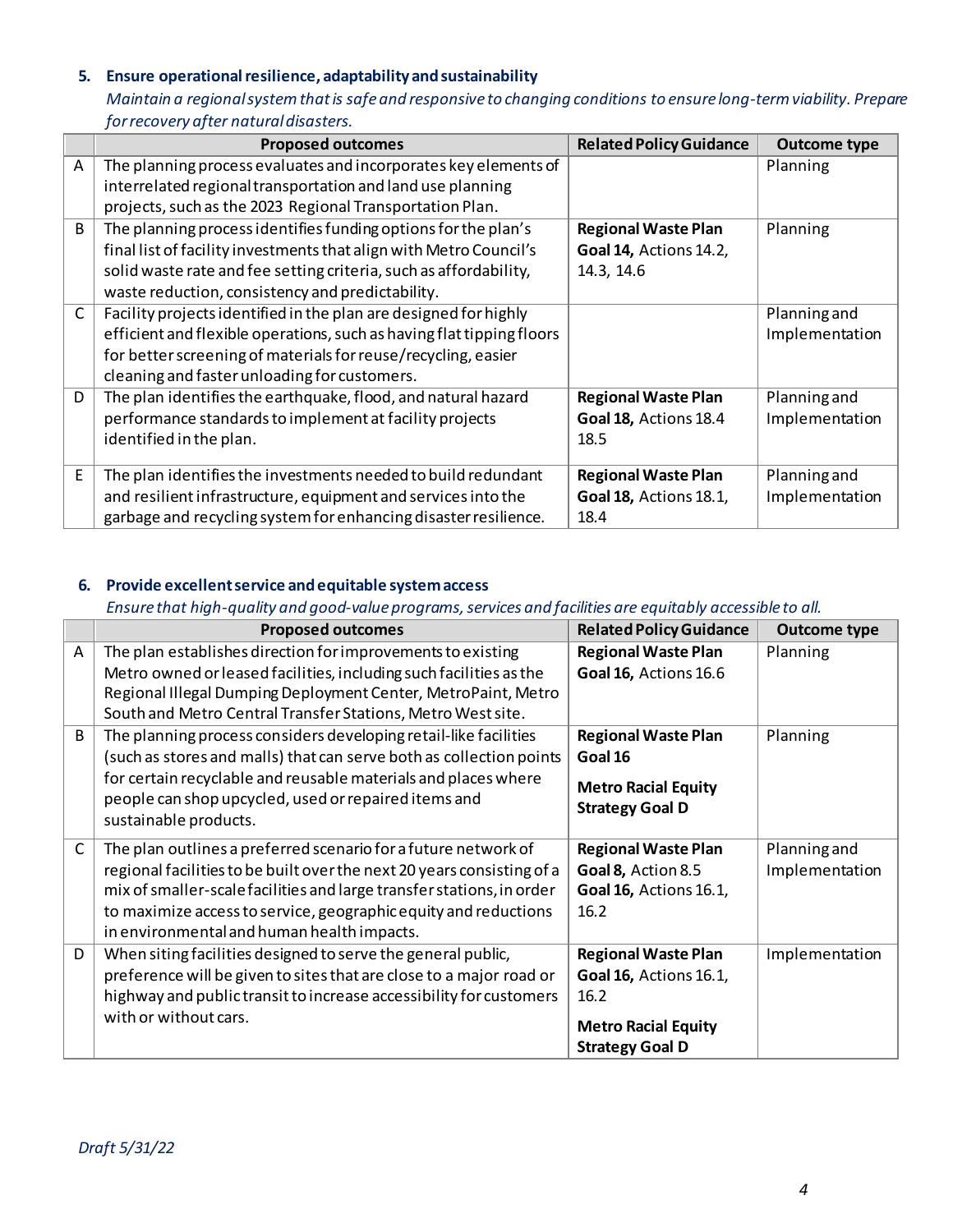### 5. Ensure operational resilience, adaptability and sustainability

*Maintain a regional system that is safe and responsive to changing conditions to ensure long-term viability. Prepare for recovery after natural disasters.*

| | Proposed outcomes | Related Policy Guidance | Outcome type |
|---|---|---|---|
| A | The planning process evaluates and incorporates key elements of interrelated regional transportation and land use planning projects, such as the 2023 Regional Transportation Plan. | | Planning |
| B | The planning process identifies funding options for the plan's final list of facility investments that align with Metro Council's solid waste rate and fee setting criteria, such as affordability, waste reduction, consistency and predictability. | **Regional Waste Plan Goal 14,** Actions 14.2, 14.3, 14.6 | Planning |
| C | Facility projects identified in the plan are designed for highly efficient and flexible operations, such as having flat tipping floors for better screening of materials for reuse/recycling, easier cleaning and faster unloading for customers. | | Planning and Implementation |
| D | The plan identifies the earthquake, flood, and natural hazard performance standards to implement at facility projects identified in the plan. | **Regional Waste Plan Goal 18,** Actions 18.4 18.5 | Planning and Implementation |
| E | The plan identifies the investments needed to build redundant and resilient infrastructure, equipment and services into the garbage and recycling system for enhancing disaster resilience. | **Regional Waste Plan Goal 18,** Actions 18.1, 18.4 | Planning and Implementation |

### 6. Provide excellent service and equitable system access

*Ensure that high-quality and good-value programs, services and facilities are equitably accessible to all.*

| | Proposed outcomes | Related Policy Guidance | Outcome type |
|---|---|---|---|
| A | The plan establishes direction for improvements to existing Metro owned or leased facilities, including such facilities as the Regional Illegal Dumping Deployment Center, MetroPaint, Metro South and Metro Central Transfer Stations, Metro West site. | **Regional Waste Plan Goal 16,** Actions 16.6 | Planning |
| B | The planning process considers developing retail-like facilities (such as stores and malls) that can serve both as collection points for certain recyclable and reusable materials and places where people can shop upcycled, used or repaired items and sustainable products. | **Regional Waste Plan Goal 16**<br><br>**Metro Racial Equity Strategy Goal D** | Planning |
| C | The plan outlines a preferred scenario for a future network of regional facilities to be built over the next 20 years consisting of a mix of smaller-scale facilities and large transfer stations, in order to maximize access to service, geographic equity and reductions in environmental and human health impacts. | **Regional Waste Plan Goal 8,** Action 8.5 **Goal 16,** Actions 16.1, 16.2 | Planning and Implementation |
| D | When siting facilities designed to serve the general public, preference will be given to sites that are close to a major road or highway and public transit to increase accessibility for customers with or without cars. | **Regional Waste Plan Goal 16,** Actions 16.1, 16.2<br><br>**Metro Racial Equity Strategy Goal D** | Implementation |

*Draft 5/31/22*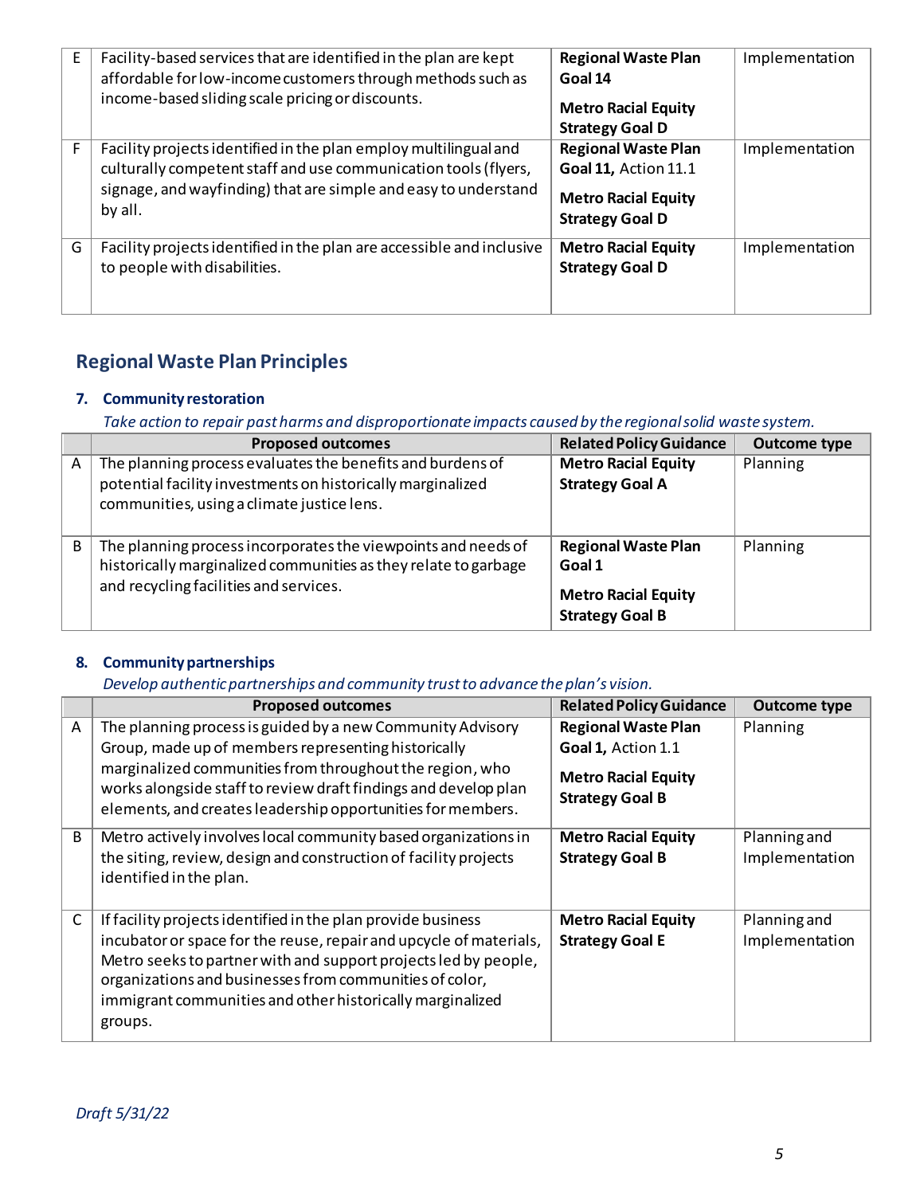| | | | |
|---|---|---|---|
| E | Facility-based services that are identified in the plan are kept affordable for low-income customers through methods such as income-based sliding scale pricing or discounts. | **Regional Waste Plan Goal 14**<br><br>**Metro Racial Equity Strategy Goal D** | Implementation |
| F | Facility projects identified in the plan employ multilingual and culturally competent staff and use communication tools (flyers, signage, and wayfinding) that are simple and easy to understand by all. | **Regional Waste Plan Goal 11,** Action 11.1<br><br>**Metro Racial Equity Strategy Goal D** | Implementation |
| G | Facility projects identified in the plan are accessible and inclusive to people with disabilities. | **Metro Racial Equity Strategy Goal D** | Implementation |

## Regional Waste Plan Principles

### 7. Community restoration

*Take action to repair past harms and disproportionate impacts caused by the regional solid waste system.*

| | Proposed outcomes | Related Policy Guidance | Outcome type |
|---|---|---|---|
| A | The planning process evaluates the benefits and burdens of potential facility investments on historically marginalized communities, using a climate justice lens. | **Metro Racial Equity Strategy Goal A** | Planning |
| B | The planning process incorporates the viewpoints and needs of historically marginalized communities as they relate to garbage and recycling facilities and services. | **Regional Waste Plan Goal 1**<br><br>**Metro Racial Equity Strategy Goal B** | Planning |

### 8. Community partnerships

*Develop authentic partnerships and community trust to advance the plan's vision.*

| | Proposed outcomes | Related Policy Guidance | Outcome type |
|---|---|---|---|
| A | The planning process is guided by a new Community Advisory Group, made up of members representing historically marginalized communities from throughout the region, who works alongside staff to review draft findings and develop plan elements, and creates leadership opportunities for members. | **Regional Waste Plan Goal 1,** Action 1.1<br><br>**Metro Racial Equity Strategy Goal B** | Planning |
| B | Metro actively involves local community based organizations in the siting, review, design and construction of facility projects identified in the plan. | **Metro Racial Equity Strategy Goal B** | Planning and Implementation |
| C | If facility projects identified in the plan provide business incubator or space for the reuse, repair and upcycle of materials, Metro seeks to partner with and support projects led by people, organizations and businesses from communities of color, immigrant communities and other historically marginalized groups. | **Metro Racial Equity Strategy Goal E** | Planning and Implementation |

*Draft 5/31/22*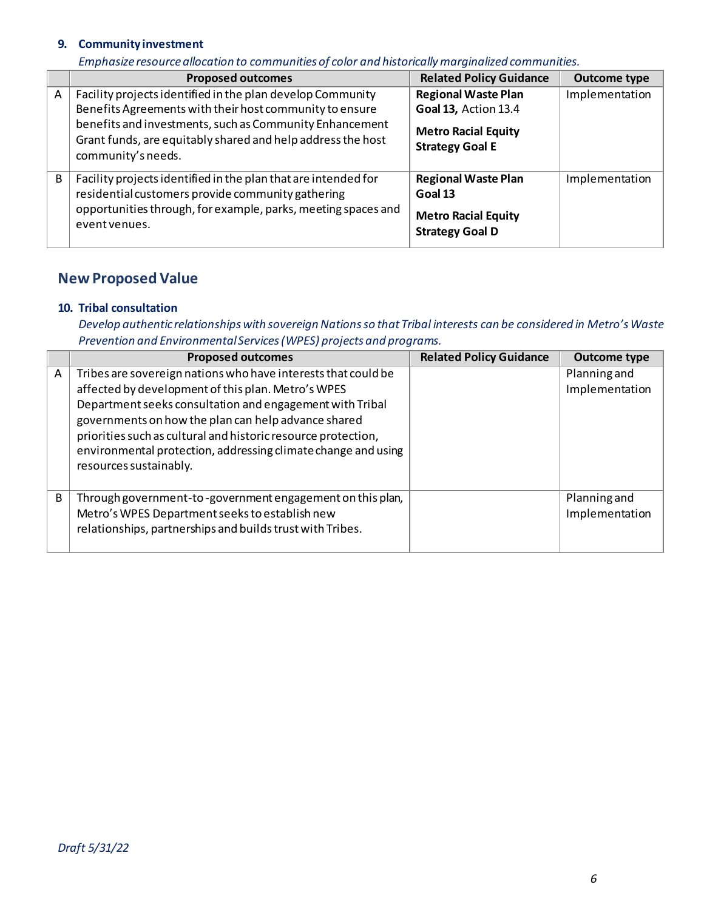### 9. Community investment

*Emphasize resource allocation to communities of color and historically marginalized communities.*

| | Proposed outcomes | Related Policy Guidance | Outcome type |
|---|---|---|---|
| A | Facility projects identified in the plan develop Community Benefits Agreements with their host community to ensure benefits and investments, such as Community Enhancement Grant funds, are equitably shared and help address the host community's needs. | **Regional Waste Plan Goal 13,** Action 13.4<br>**Metro Racial Equity Strategy Goal E** | Implementation |
| B | Facility projects identified in the plan that are intended for residential customers provide community gathering opportunities through, for example, parks, meeting spaces and event venues. | **Regional Waste Plan Goal 13**<br>**Metro Racial Equity Strategy Goal D** | Implementation |

## New Proposed Value

### 10. Tribal consultation

*Develop authentic relationships with sovereign Nations so that Tribal interests can be considered in Metro's Waste Prevention and Environmental Services (WPES) projects and programs.*

| | Proposed outcomes | Related Policy Guidance | Outcome type |
|---|---|---|---|
| A | Tribes are sovereign nations who have interests that could be affected by development of this plan. Metro's WPES Department seeks consultation and engagement with Tribal governments on how the plan can help advance shared priorities such as cultural and historic resource protection, environmental protection, addressing climate change and using resources sustainably. | | Planning and Implementation |
| B | Through government-to-government engagement on this plan, Metro's WPES Department seeks to establish new relationships, partnerships and builds trust with Tribes. | | Planning and Implementation |

*Draft 5/31/22*